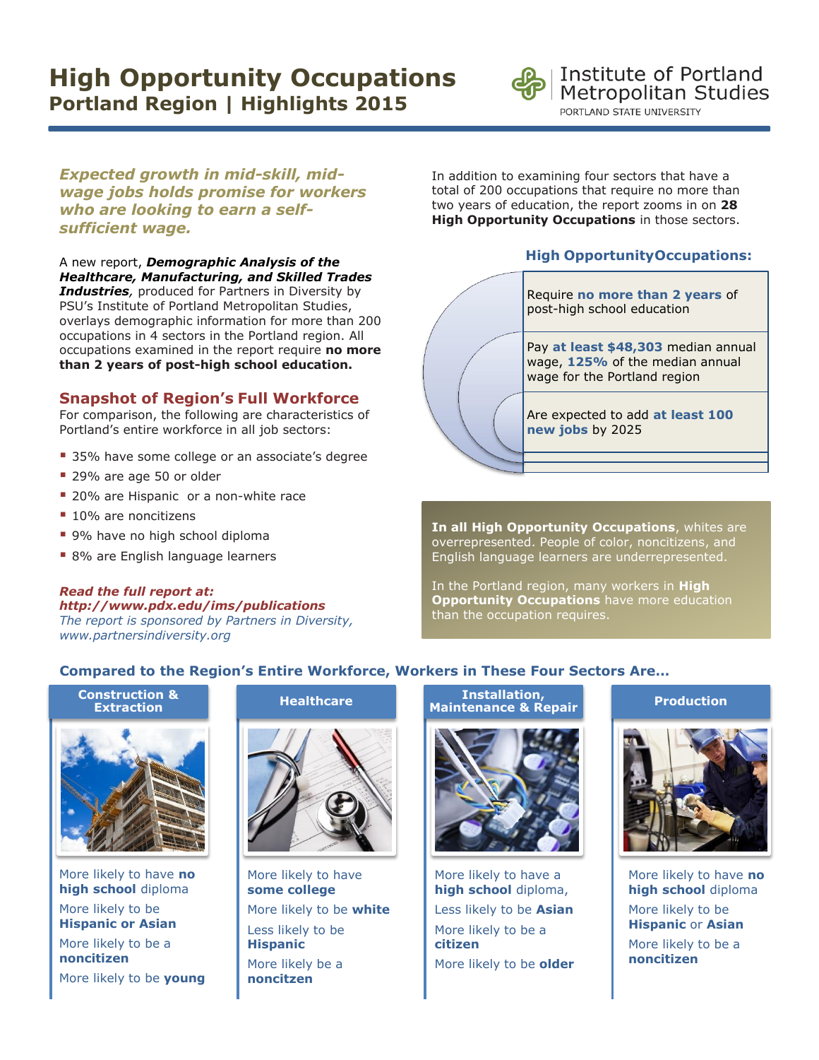# High Opportunity Occupations
## Portland Region | Highlights 2015

Institute of Portland Metropolitan Studies
PORTLAND STATE UNIVERSITY

***Expected growth in mid-skill, mid-wage jobs holds promise for workers who are looking to earn a self-sufficient wage.***

A new report, ***Demographic Analysis of the Healthcare, Manufacturing, and Skilled Trades Industries****,* produced for Partners in Diversity by PSU's Institute of Portland Metropolitan Studies, overlays demographic information for more than 200 occupations in 4 sectors in the Portland region. All occupations examined in the report require **no more than 2 years of post-high school education.**

### Snapshot of Region's Full Workforce

For comparison, the following are characteristics of Portland's entire workforce in all job sectors:

- 35% have some college or an associate's degree
- 29% are age 50 or older
- 20% are Hispanic or a non-white race
- 10% are noncitizens
- 9% have no high school diploma
- 8% are English language learners

***Read the full report at: http://www.pdx.edu/ims/publications***
*The report is sponsored by Partners in Diversity, www.partnersindiversity.org*

In addition to examining four sectors that have a total of 200 occupations that require no more than two years of education, the report zooms in on **28 High Opportunity Occupations** in those sectors.

### High Opportunity Occupations:

- Require **no more than 2 years** of post-high school education
- Pay **at least $48,303** median annual wage, **125%** of the median annual wage for the Portland region
- Are expected to add **at least 100 new jobs** by 2025

**In all High Opportunity Occupations**, whites are overrepresented. People of color, noncitizens, and English language learners are underrepresented.

In the Portland region, many workers in **High Opportunity Occupations** have more education than the occupation requires.

### Compared to the Region's Entire Workforce, Workers in These Four Sectors Are...

#### Construction & Extraction

- More likely to have **no high school** diploma
- More likely to be **Hispanic or Asian**
- More likely to be a **noncitizen**
- More likely to be **young**

#### Healthcare

- More likely to have **some college**
- More likely to be **white**
- Less likely to be **Hispanic**
- More likely be a **noncitzen**

#### Installation, Maintenance & Repair

- More likely to have a **high school** diploma,
- Less likely to be **Asian**
- More likely to be a **citizen**
- More likely to be **older**

#### Production

- More likely to have **no high school** diploma
- More likely to be **Hispanic** or **Asian**
- More likely to be a **noncitizen**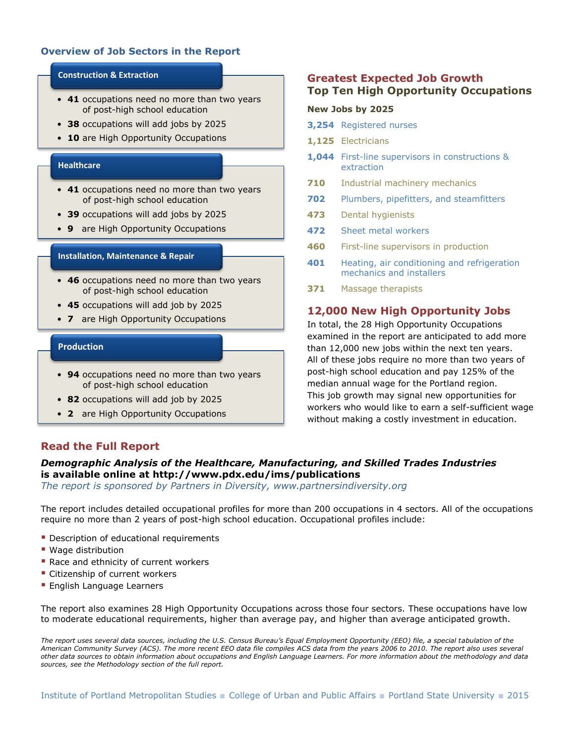## Overview of Job Sectors in the Report

### Construction & Extraction

- **41** occupations need no more than two years of post-high school education
- **38** occupations will add jobs by 2025
- **10** are High Opportunity Occupations

### Healthcare

- **41** occupations need no more than two years of post-high school education
- **39** occupations will add jobs by 2025
- **9** are High Opportunity Occupations

### Installation, Maintenance & Repair

- **46** occupations need no more than two years of post-high school education
- **45** occupations will add job by 2025
- **7** are High Opportunity Occupations

### Production

- **94** occupations need no more than two years of post-high school education
- **82** occupations will add job by 2025
- **2** are High Opportunity Occupations

## Greatest Expected Job Growth
## Top Ten High Opportunity Occupations

**New Jobs by 2025**

| | |
|---|---|
| **3,254** | Registered nurses |
| **1,125** | Electricians |
| **1,044** | First-line supervisors in constructions & extraction |
| **710** | Industrial machinery mechanics |
| **702** | Plumbers, pipefitters, and steamfitters |
| **473** | Dental hygienists |
| **472** | Sheet metal workers |
| **460** | First-line supervisors in production |
| **401** | Heating, air conditioning and refrigeration mechanics and installers |
| **371** | Massage therapists |

## 12,000 New High Opportunity Jobs

In total, the 28 High Opportunity Occupations examined in the report are anticipated to add more than 12,000 new jobs within the next ten years. All of these jobs require no more than two years of post-high school education and pay 125% of the median annual wage for the Portland region. This job growth may signal new opportunities for workers who would like to earn a self-sufficient wage without making a costly investment in education.

## Read the Full Report

***Demographic Analysis of the Healthcare, Manufacturing, and Skilled Trades Industries*** **is available online at http://www.pdx.edu/ims/publications**

*The report is sponsored by Partners in Diversity, www.partnersindiversity.org*

The report includes detailed occupational profiles for more than 200 occupations in 4 sectors. All of the occupations require no more than 2 years of post-high school education. Occupational profiles include:

- Description of educational requirements
- Wage distribution
- Race and ethnicity of current workers
- Citizenship of current workers
- English Language Learners

The report also examines 28 High Opportunity Occupations across those four sectors. These occupations have low to moderate educational requirements, higher than average pay, and higher than average anticipated growth.

*The report uses several data sources, including the U.S. Census Bureau's Equal Employment Opportunity (EEO) file, a special tabulation of the American Community Survey (ACS). The more recent EEO data file compiles ACS data from the years 2006 to 2010. The report also uses several other data sources to obtain information about occupations and English Language Learners. For more information about the methodology and data sources, see the Methodology section of the full report.*

Institute of Portland Metropolitan Studies ■ College of Urban and Public Affairs ■ Portland State University ■ 2015